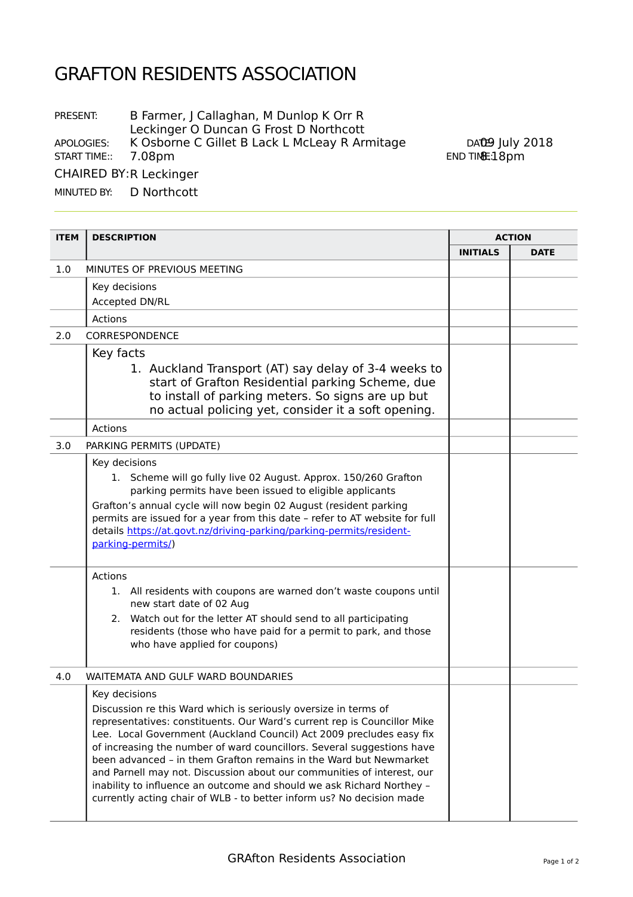# GRAFTON RESIDENTS ASSOCIATION

PRESENT: B Farmer, J Callaghan, M Dunlop K Orr R Leckinger O Duncan G Frost D Northcott

APOLOGIES: K Osborne C Gillet B Lack L McLeay R Armitage

DATE: 09 July 2018

START TIME:: 7.08pm

END TIME: 8:18pm

CHAIRED BY: R Leckinger

MINUTED BY: D Northcott

| ITEM | DESCRIPTION | ACTION | |
|---|---|---|---|
| | | INITIALS | DATE |
| 1.0 | MINUTES OF PREVIOUS MEETING | | |
| | Key decisions<br>Accepted DN/RL | | |
| | Actions | | |
| 2.0 | CORRESPONDENCE | | |
| | Key facts<br>1. Auckland Transport (AT) say delay of 3-4 weeks to start of Grafton Residential parking Scheme, due to install of parking meters. So signs are up but no actual policing yet, consider it a soft opening. | | |
| | Actions | | |
| 3.0 | PARKING PERMITS (UPDATE) | | |
| | Key decisions<br>1. Scheme will go fully live 02 August. Approx. 150/260 Grafton parking permits have been issued to eligible applicants<br>Grafton's annual cycle will now begin 02 August (resident parking permits are issued for a year from this date – refer to AT website for full details [https://at.govt.nz/driving-parking/parking-permits/resident-parking-permits/](https://at.govt.nz/driving-parking/parking-permits/resident-parking-permits/)) | | |
| | Actions<br>1. All residents with coupons are warned don't waste coupons until new start date of 02 Aug<br>2. Watch out for the letter AT should send to all participating residents (those who have paid for a permit to park, and those who have applied for coupons) | | |
| 4.0 | WAITEMATA AND GULF WARD BOUNDARIES | | |
| | Key decisions<br>Discussion re this Ward which is seriously oversize in terms of representatives: constituents. Our Ward's current rep is Councillor Mike Lee. Local Government (Auckland Council) Act 2009 precludes easy fix of increasing the number of ward councillors. Several suggestions have been advanced – in them Grafton remains in the Ward but Newmarket and Parnell may not. Discussion about our communities of interest, our inability to influence an outcome and should we ask Richard Northey – currently acting chair of WLB - to better inform us? No decision made | | |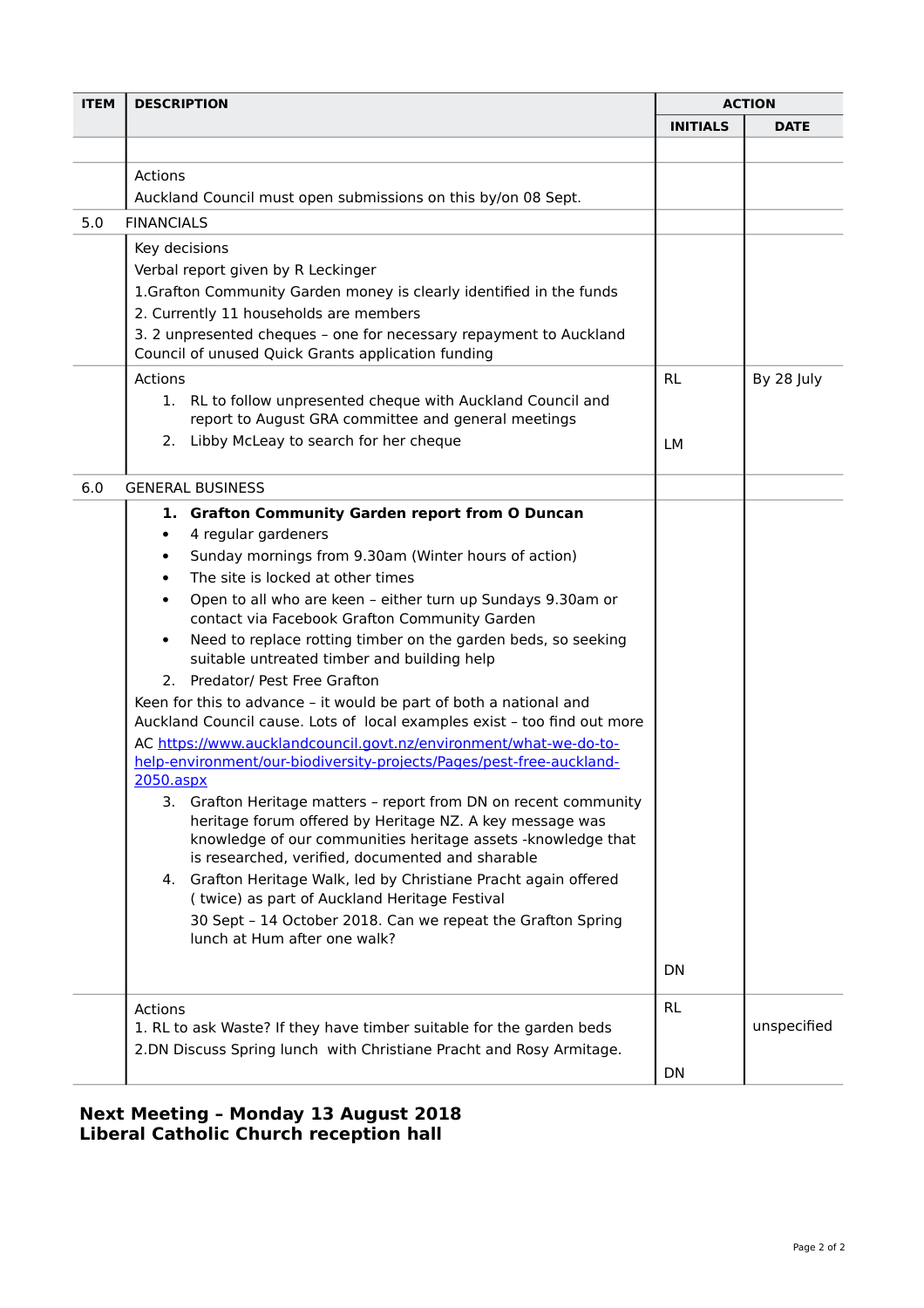| ITEM | DESCRIPTION | ACTION | |
|---|---|---|---|
| | | INITIALS | DATE |
| | | | |
| | Actions<br>Auckland Council must open submissions on this by/on 08 Sept. | | |
| 5.0 | FINANCIALS | | |
| | Key decisions<br>Verbal report given by R Leckinger<br>1.Grafton Community Garden money is clearly identified in the funds<br>2. Currently 11 households are members<br>3. 2 unpresented cheques – one for necessary repayment to Auckland Council of unused Quick Grants application funding | | |
| | Actions<br>1. RL to follow unpresented cheque with Auckland Council and report to August GRA committee and general meetings<br>2. Libby McLeay to search for her cheque | RL<br><br>LM | By 28 July |
| 6.0 | GENERAL BUSINESS | | |
| | **1. Grafton Community Garden report from O Duncan**<br>• 4 regular gardeners<br>• Sunday mornings from 9.30am (Winter hours of action)<br>• The site is locked at other times<br>• Open to all who are keen – either turn up Sundays 9.30am or contact via Facebook Grafton Community Garden<br>• Need to replace rotting timber on the garden beds, so seeking suitable untreated timber and building help<br>2. Predator/ Pest Free Grafton<br>Keen for this to advance – it would be part of both a national and Auckland Council cause. Lots of local examples exist – too find out more AC https://www.aucklandcouncil.govt.nz/environment/what-we-do-to-help-environment/our-biodiversity-projects/Pages/pest-free-auckland-2050.aspx<br>3. Grafton Heritage matters – report from DN on recent community heritage forum offered by Heritage NZ. A key message was knowledge of our communities heritage assets -knowledge that is researched, verified, documented and sharable<br>4. Grafton Heritage Walk, led by Christiane Pracht again offered ( twice) as part of Auckland Heritage Festival<br>30 Sept – 14 October 2018. Can we repeat the Grafton Spring lunch at Hum after one walk? | DN | |
| | Actions<br>1. RL to ask Waste? If they have timber suitable for the garden beds<br>2.DN Discuss Spring lunch with Christiane Pracht and Rosy Armitage. | RL<br><br>DN | unspecified |

**Next Meeting – Monday 13 August 2018**
**Liberal Catholic Church reception hall**